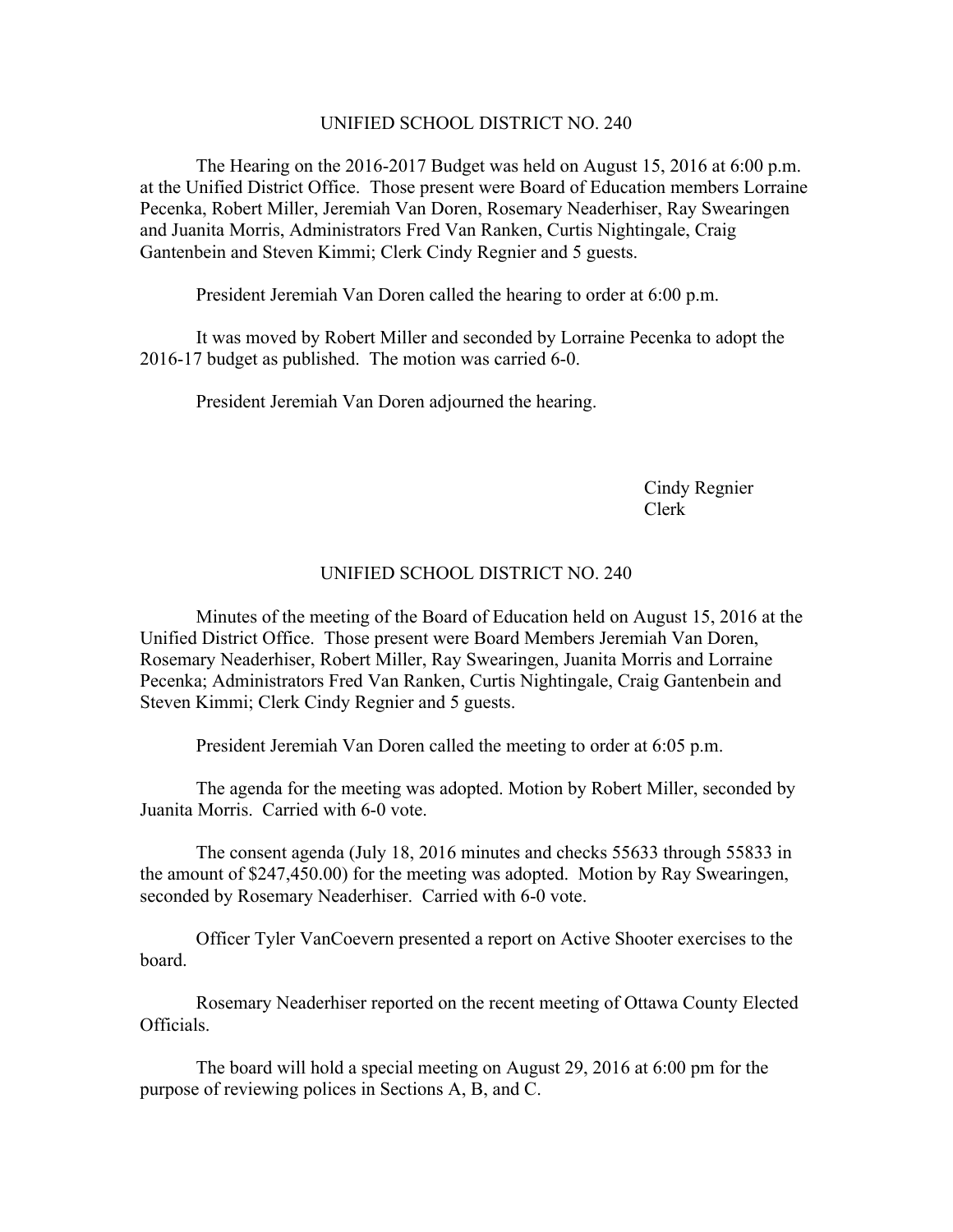## UNIFIED SCHOOL DISTRICT NO. 240

The Hearing on the 2016-2017 Budget was held on August 15, 2016 at 6:00 p.m. at the Unified District Office. Those present were Board of Education members Lorraine Pecenka, Robert Miller, Jeremiah Van Doren, Rosemary Neaderhiser, Ray Swearingen and Juanita Morris, Administrators Fred Van Ranken, Curtis Nightingale, Craig Gantenbein and Steven Kimmi; Clerk Cindy Regnier and 5 guests.

President Jeremiah Van Doren called the hearing to order at 6:00 p.m.

It was moved by Robert Miller and seconded by Lorraine Pecenka to adopt the 2016-17 budget as published. The motion was carried 6-0.

President Jeremiah Van Doren adjourned the hearing.

Cindy Regnier
Clerk

## UNIFIED SCHOOL DISTRICT NO. 240

Minutes of the meeting of the Board of Education held on August 15, 2016 at the Unified District Office. Those present were Board Members Jeremiah Van Doren, Rosemary Neaderhiser, Robert Miller, Ray Swearingen, Juanita Morris and Lorraine Pecenka; Administrators Fred Van Ranken, Curtis Nightingale, Craig Gantenbein and Steven Kimmi; Clerk Cindy Regnier and 5 guests.

President Jeremiah Van Doren called the meeting to order at 6:05 p.m.

The agenda for the meeting was adopted. Motion by Robert Miller, seconded by Juanita Morris. Carried with 6-0 vote.

The consent agenda (July 18, 2016 minutes and checks 55633 through 55833 in the amount of $247,450.00) for the meeting was adopted. Motion by Ray Swearingen, seconded by Rosemary Neaderhiser. Carried with 6-0 vote.

Officer Tyler VanCoevern presented a report on Active Shooter exercises to the board.

Rosemary Neaderhiser reported on the recent meeting of Ottawa County Elected Officials.

The board will hold a special meeting on August 29, 2016 at 6:00 pm for the purpose of reviewing polices in Sections A, B, and C.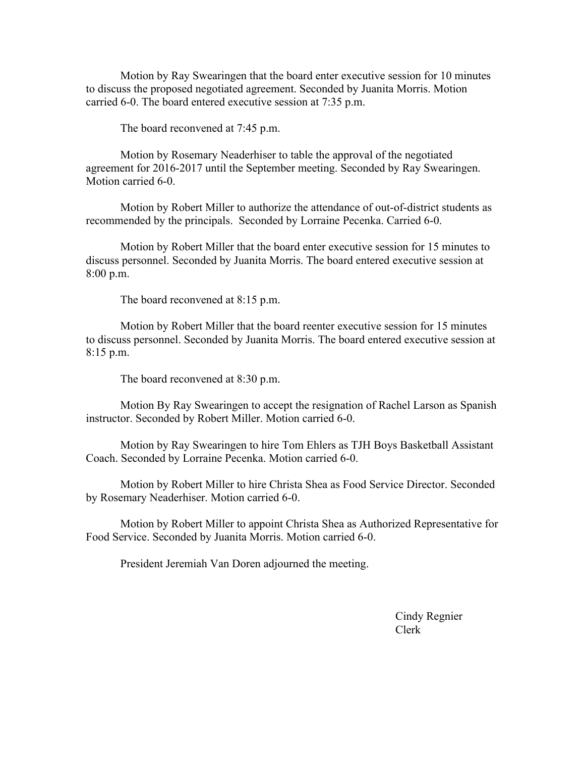Motion by Ray Swearingen that the board enter executive session for 10 minutes to discuss the proposed negotiated agreement. Seconded by Juanita Morris. Motion carried 6-0. The board entered executive session at 7:35 p.m.

The board reconvened at 7:45 p.m.

Motion by Rosemary Neaderhiser to table the approval of the negotiated agreement for 2016-2017 until the September meeting. Seconded by Ray Swearingen. Motion carried 6-0.

Motion by Robert Miller to authorize the attendance of out-of-district students as recommended by the principals. Seconded by Lorraine Pecenka. Carried 6-0.

Motion by Robert Miller that the board enter executive session for 15 minutes to discuss personnel. Seconded by Juanita Morris. The board entered executive session at 8:00 p.m.

The board reconvened at 8:15 p.m.

Motion by Robert Miller that the board reenter executive session for 15 minutes to discuss personnel. Seconded by Juanita Morris. The board entered executive session at 8:15 p.m.

The board reconvened at 8:30 p.m.

Motion By Ray Swearingen to accept the resignation of Rachel Larson as Spanish instructor. Seconded by Robert Miller. Motion carried 6-0.

Motion by Ray Swearingen to hire Tom Ehlers as TJH Boys Basketball Assistant Coach. Seconded by Lorraine Pecenka. Motion carried 6-0.

Motion by Robert Miller to hire Christa Shea as Food Service Director. Seconded by Rosemary Neaderhiser. Motion carried 6-0.

Motion by Robert Miller to appoint Christa Shea as Authorized Representative for Food Service. Seconded by Juanita Morris. Motion carried 6-0.

President Jeremiah Van Doren adjourned the meeting.

Cindy Regnier
Clerk